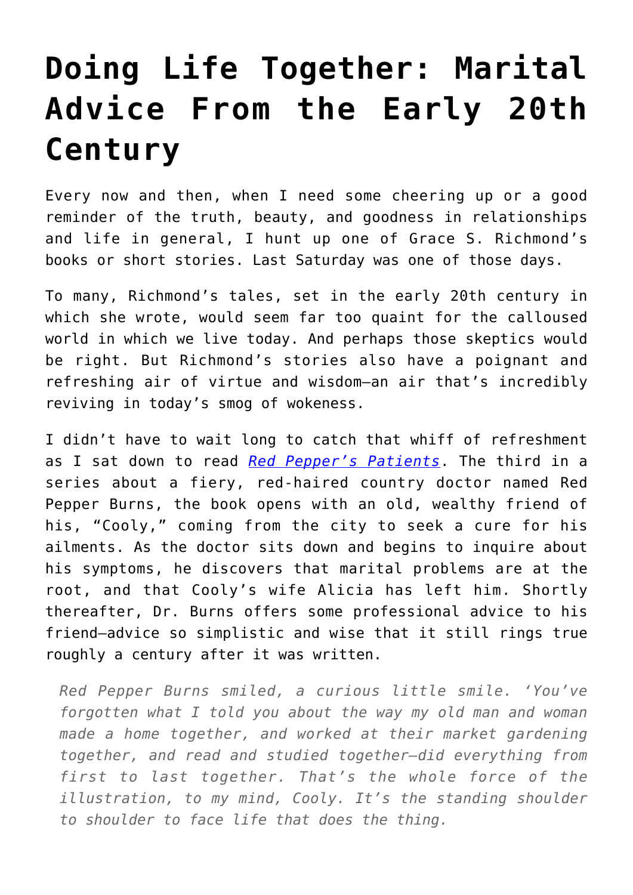# Doing Life Together: Marital Advice From the Early 20th Century

Every now and then, when I need some cheering up or a good reminder of the truth, beauty, and goodness in relationships and life in general, I hunt up one of Grace S. Richmond's books or short stories. Last Saturday was one of those days.

To many, Richmond's tales, set in the early 20th century in which she wrote, would seem far too quaint for the calloused world in which we live today. And perhaps those skeptics would be right. But Richmond's stories also have a poignant and refreshing air of virtue and wisdom—an air that's incredibly reviving in today's smog of wokeness.

I didn't have to wait long to catch that whiff of refreshment as I sat down to read *Red Pepper's Patients*. The third in a series about a fiery, red-haired country doctor named Red Pepper Burns, the book opens with an old, wealthy friend of his, "Cooly," coming from the city to seek a cure for his ailments. As the doctor sits down and begins to inquire about his symptoms, he discovers that marital problems are at the root, and that Cooly's wife Alicia has left him. Shortly thereafter, Dr. Burns offers some professional advice to his friend—advice so simplistic and wise that it still rings true roughly a century after it was written.

> *Red Pepper Burns smiled, a curious little smile. 'You've forgotten what I told you about the way my old man and woman made a home together, and worked at their market gardening together, and read and studied together—did everything from first to last together. That's the whole force of the illustration, to my mind, Cooly. It's the standing shoulder to shoulder to face life that does the thing.*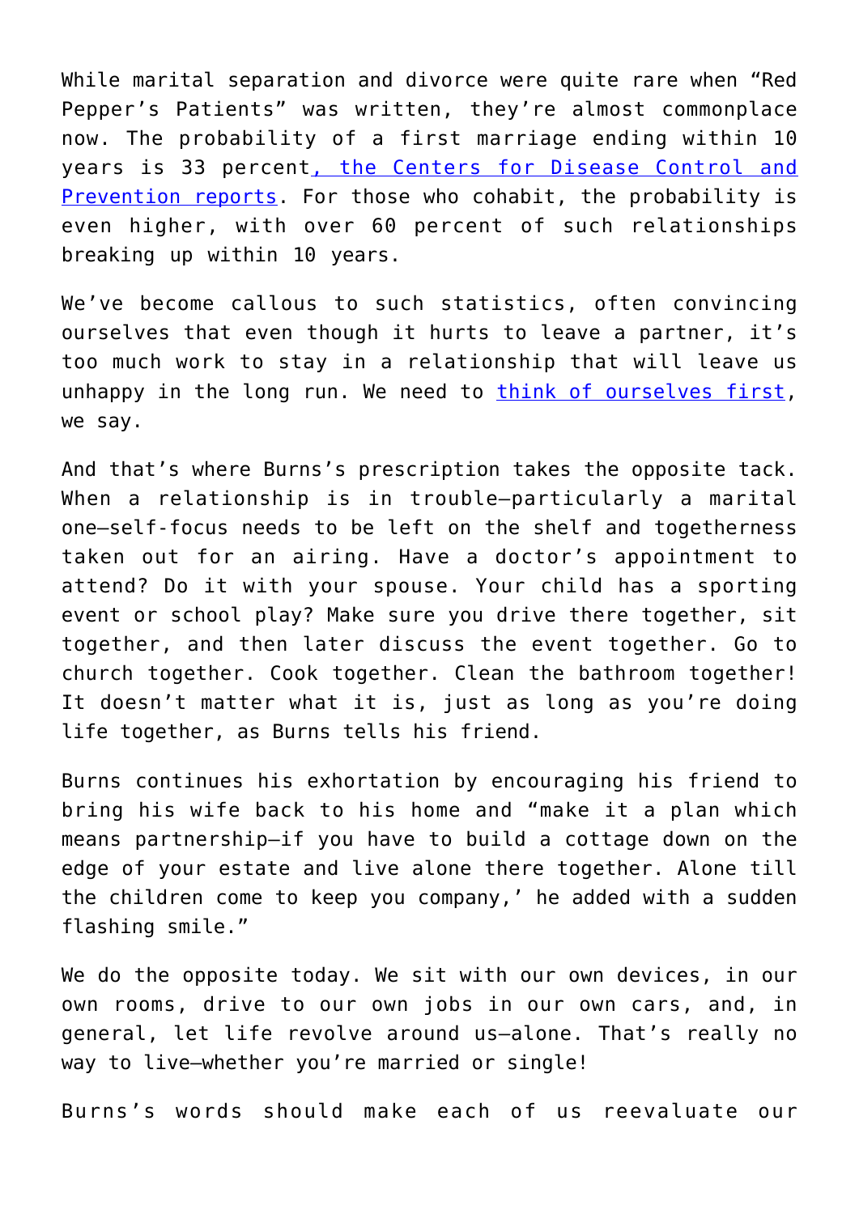While marital separation and divorce were quite rare when "Red Pepper's Patients" was written, they're almost commonplace now. The probability of a first marriage ending within 10 years is 33 percent[, the Centers for Disease Control and Prevention reports](). For those who cohabit, the probability is even higher, with over 60 percent of such relationships breaking up within 10 years.

We've become callous to such statistics, often convincing ourselves that even though it hurts to leave a partner, it's too much work to stay in a relationship that will leave us unhappy in the long run. We need to [think of ourselves first](), we say.

And that's where Burns's prescription takes the opposite tack. When a relationship is in trouble—particularly a marital one—self-focus needs to be left on the shelf and togetherness taken out for an airing. Have a doctor's appointment to attend? Do it with your spouse. Your child has a sporting event or school play? Make sure you drive there together, sit together, and then later discuss the event together. Go to church together. Cook together. Clean the bathroom together! It doesn't matter what it is, just as long as you're doing life together, as Burns tells his friend.

Burns continues his exhortation by encouraging his friend to bring his wife back to his home and "make it a plan which means partnership—if you have to build a cottage down on the edge of your estate and live alone there together. Alone till the children come to keep you company,' he added with a sudden flashing smile."

We do the opposite today. We sit with our own devices, in our own rooms, drive to our own jobs in our own cars, and, in general, let life revolve around us—alone. That's really no way to live—whether you're married or single!

Burns's words should make each of us reevaluate our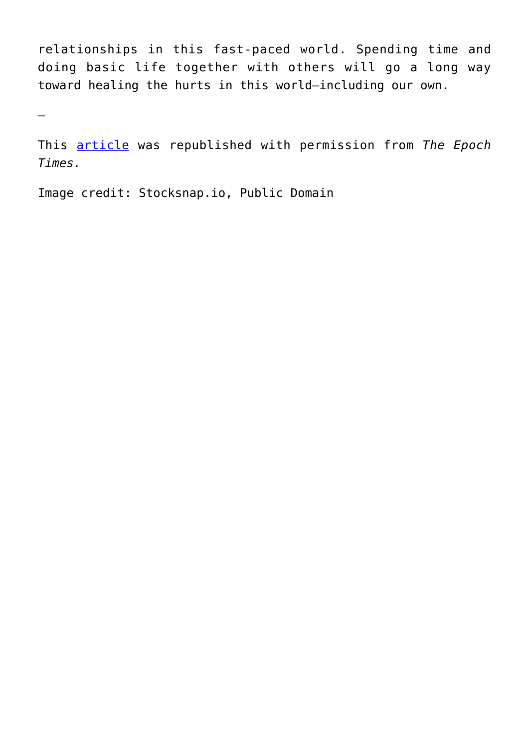relationships in this fast-paced world. Spending time and doing basic life together with others will go a long way toward healing the hurts in this world—including our own.

—

This article was republished with permission from *The Epoch Times.*

Image credit: Stocksnap.io, Public Domain